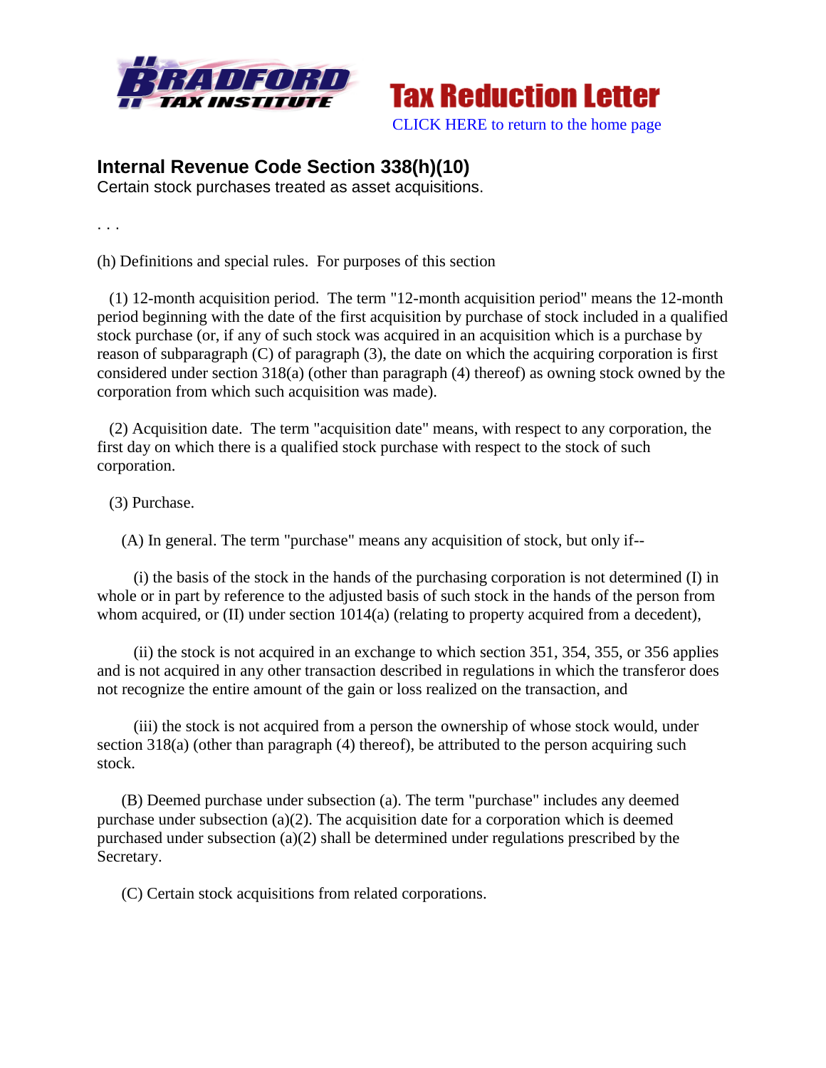Bradford Tax Institute

**Tax Reduction Letter**

CLICK HERE to return to the home page

## Internal Revenue Code Section 338(h)(10)

Certain stock purchases treated as asset acquisitions.

. . .

(h) Definitions and special rules. For purposes of this section

(1) 12-month acquisition period. The term "12-month acquisition period" means the 12-month period beginning with the date of the first acquisition by purchase of stock included in a qualified stock purchase (or, if any of such stock was acquired in an acquisition which is a purchase by reason of subparagraph (C) of paragraph (3), the date on which the acquiring corporation is first considered under section 318(a) (other than paragraph (4) thereof) as owning stock owned by the corporation from which such acquisition was made).

(2) Acquisition date. The term "acquisition date" means, with respect to any corporation, the first day on which there is a qualified stock purchase with respect to the stock of such corporation.

(3) Purchase.

(A) In general. The term "purchase" means any acquisition of stock, but only if--

(i) the basis of the stock in the hands of the purchasing corporation is not determined (I) in whole or in part by reference to the adjusted basis of such stock in the hands of the person from whom acquired, or (II) under section 1014(a) (relating to property acquired from a decedent),

(ii) the stock is not acquired in an exchange to which section 351, 354, 355, or 356 applies and is not acquired in any other transaction described in regulations in which the transferor does not recognize the entire amount of the gain or loss realized on the transaction, and

(iii) the stock is not acquired from a person the ownership of whose stock would, under section 318(a) (other than paragraph (4) thereof), be attributed to the person acquiring such stock.

(B) Deemed purchase under subsection (a). The term "purchase" includes any deemed purchase under subsection (a)(2). The acquisition date for a corporation which is deemed purchased under subsection (a)(2) shall be determined under regulations prescribed by the Secretary.

(C) Certain stock acquisitions from related corporations.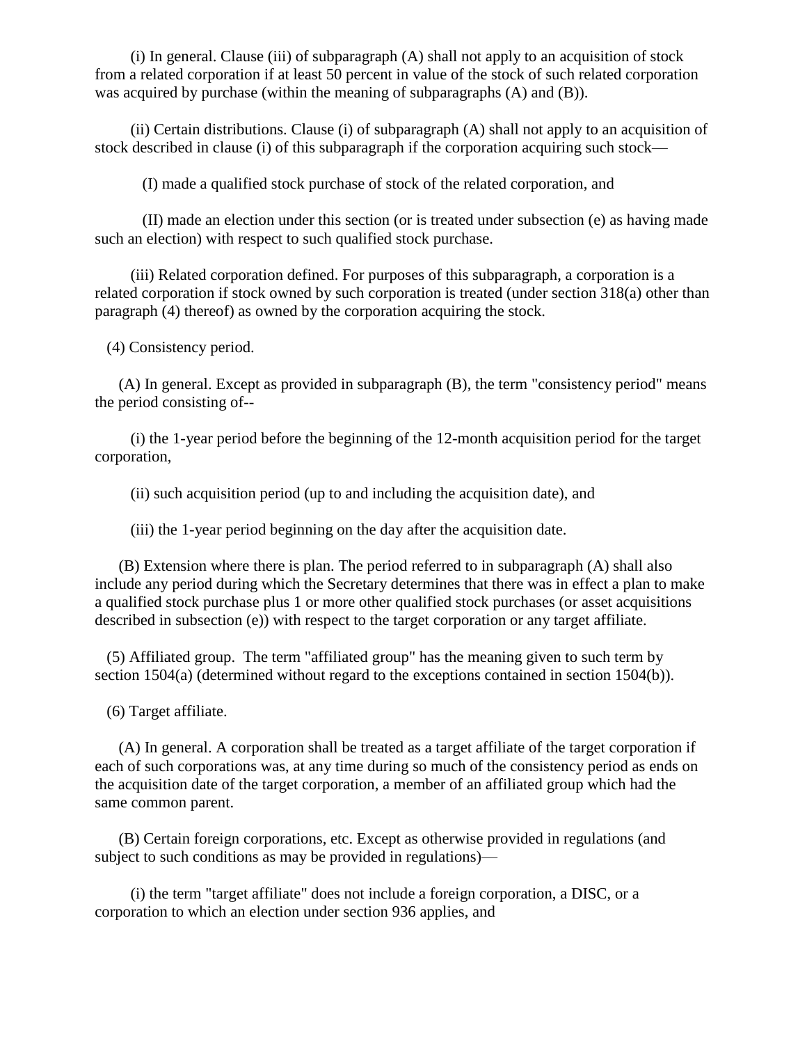(i) In general. Clause (iii) of subparagraph (A) shall not apply to an acquisition of stock from a related corporation if at least 50 percent in value of the stock of such related corporation was acquired by purchase (within the meaning of subparagraphs (A) and (B)).

(ii) Certain distributions. Clause (i) of subparagraph (A) shall not apply to an acquisition of stock described in clause (i) of this subparagraph if the corporation acquiring such stock—

(I) made a qualified stock purchase of stock of the related corporation, and

(II) made an election under this section (or is treated under subsection (e) as having made such an election) with respect to such qualified stock purchase.

(iii) Related corporation defined. For purposes of this subparagraph, a corporation is a related corporation if stock owned by such corporation is treated (under section 318(a) other than paragraph (4) thereof) as owned by the corporation acquiring the stock.

(4) Consistency period.

(A) In general. Except as provided in subparagraph (B), the term "consistency period" means the period consisting of--

(i) the 1-year period before the beginning of the 12-month acquisition period for the target corporation,

(ii) such acquisition period (up to and including the acquisition date), and

(iii) the 1-year period beginning on the day after the acquisition date.

(B) Extension where there is plan. The period referred to in subparagraph (A) shall also include any period during which the Secretary determines that there was in effect a plan to make a qualified stock purchase plus 1 or more other qualified stock purchases (or asset acquisitions described in subsection (e)) with respect to the target corporation or any target affiliate.

(5) Affiliated group. The term "affiliated group" has the meaning given to such term by section 1504(a) (determined without regard to the exceptions contained in section 1504(b)).

(6) Target affiliate.

(A) In general. A corporation shall be treated as a target affiliate of the target corporation if each of such corporations was, at any time during so much of the consistency period as ends on the acquisition date of the target corporation, a member of an affiliated group which had the same common parent.

(B) Certain foreign corporations, etc. Except as otherwise provided in regulations (and subject to such conditions as may be provided in regulations)—

(i) the term "target affiliate" does not include a foreign corporation, a DISC, or a corporation to which an election under section 936 applies, and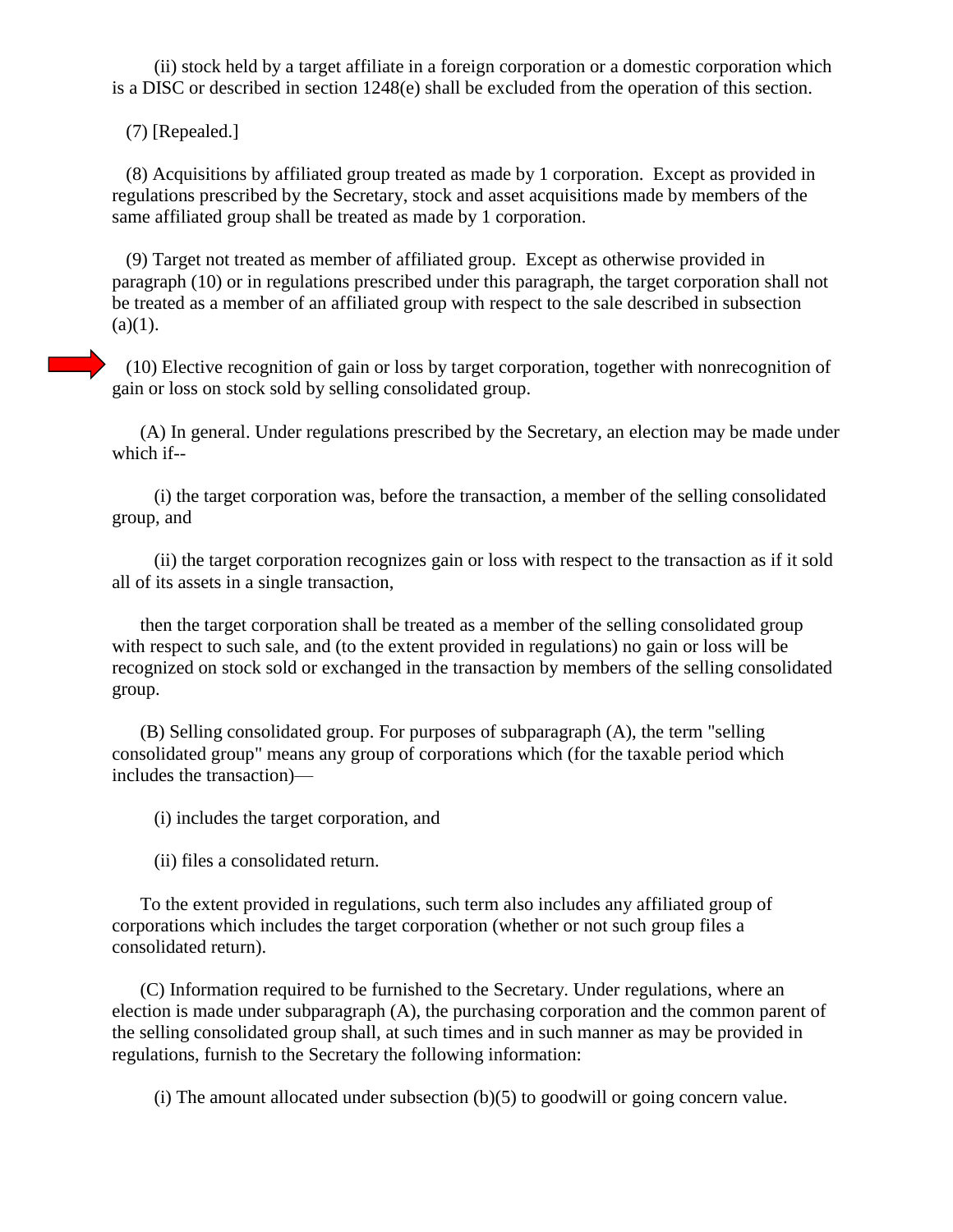(ii) stock held by a target affiliate in a foreign corporation or a domestic corporation which is a DISC or described in section 1248(e) shall be excluded from the operation of this section.

(7) [Repealed.]

(8) Acquisitions by affiliated group treated as made by 1 corporation. Except as provided in regulations prescribed by the Secretary, stock and asset acquisitions made by members of the same affiliated group shall be treated as made by 1 corporation.

(9) Target not treated as member of affiliated group. Except as otherwise provided in paragraph (10) or in regulations prescribed under this paragraph, the target corporation shall not be treated as a member of an affiliated group with respect to the sale described in subsection (a)(1).

(10) Elective recognition of gain or loss by target corporation, together with nonrecognition of gain or loss on stock sold by selling consolidated group.

(A) In general. Under regulations prescribed by the Secretary, an election may be made under which if--

(i) the target corporation was, before the transaction, a member of the selling consolidated group, and

(ii) the target corporation recognizes gain or loss with respect to the transaction as if it sold all of its assets in a single transaction,

then the target corporation shall be treated as a member of the selling consolidated group with respect to such sale, and (to the extent provided in regulations) no gain or loss will be recognized on stock sold or exchanged in the transaction by members of the selling consolidated group.

(B) Selling consolidated group. For purposes of subparagraph (A), the term "selling consolidated group" means any group of corporations which (for the taxable period which includes the transaction)—

(i) includes the target corporation, and

(ii) files a consolidated return.

To the extent provided in regulations, such term also includes any affiliated group of corporations which includes the target corporation (whether or not such group files a consolidated return).

(C) Information required to be furnished to the Secretary. Under regulations, where an election is made under subparagraph (A), the purchasing corporation and the common parent of the selling consolidated group shall, at such times and in such manner as may be provided in regulations, furnish to the Secretary the following information:

(i) The amount allocated under subsection (b)(5) to goodwill or going concern value.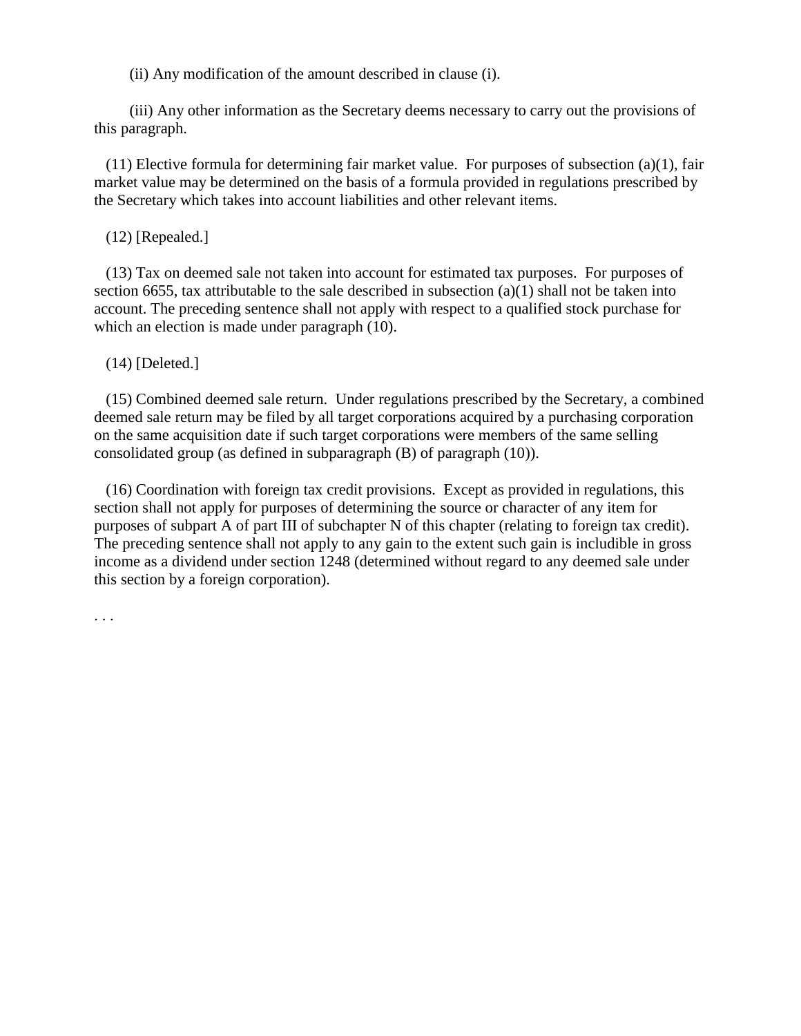(ii) Any modification of the amount described in clause (i).

(iii) Any other information as the Secretary deems necessary to carry out the provisions of this paragraph.

(11) Elective formula for determining fair market value.  For purposes of subsection (a)(1), fair market value may be determined on the basis of a formula provided in regulations prescribed by the Secretary which takes into account liabilities and other relevant items.

(12) [Repealed.]

(13) Tax on deemed sale not taken into account for estimated tax purposes.  For purposes of section 6655, tax attributable to the sale described in subsection (a)(1) shall not be taken into account. The preceding sentence shall not apply with respect to a qualified stock purchase for which an election is made under paragraph (10).

(14) [Deleted.]

(15) Combined deemed sale return.  Under regulations prescribed by the Secretary, a combined deemed sale return may be filed by all target corporations acquired by a purchasing corporation on the same acquisition date if such target corporations were members of the same selling consolidated group (as defined in subparagraph (B) of paragraph (10)).

(16) Coordination with foreign tax credit provisions.  Except as provided in regulations, this section shall not apply for purposes of determining the source or character of any item for purposes of subpart A of part III of subchapter N of this chapter (relating to foreign tax credit). The preceding sentence shall not apply to any gain to the extent such gain is includible in gross income as a dividend under section 1248 (determined without regard to any deemed sale under this section by a foreign corporation).

. . .